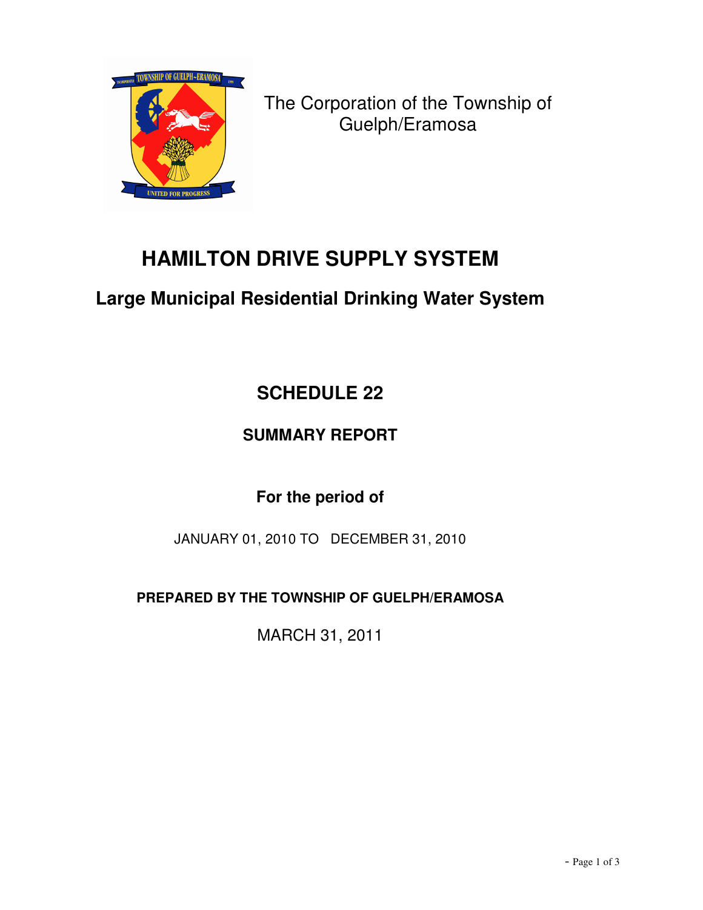The Corporation of the Township of Guelph/Eramosa

# HAMILTON DRIVE SUPPLY SYSTEM

## Large Municipal Residential Drinking Water System

## SCHEDULE 22

### SUMMARY REPORT

### For the period of

JANUARY 01, 2010 TO DECEMBER 31, 2010

**PREPARED BY THE TOWNSHIP OF GUELPH/ERAMOSA**

MARCH 31, 2011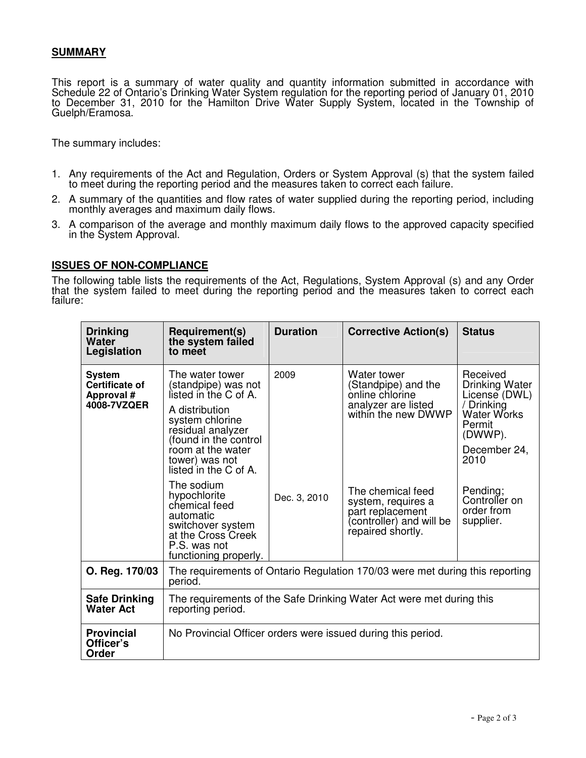## SUMMARY

This report is a summary of water quality and quantity information submitted in accordance with Schedule 22 of Ontario's Drinking Water System regulation for the reporting period of January 01, 2010 to December 31, 2010 for the Hamilton Drive Water Supply System, located in the Township of Guelph/Eramosa.

The summary includes:

1. Any requirements of the Act and Regulation, Orders or System Approval (s) that the system failed to meet during the reporting period and the measures taken to correct each failure.
2. A summary of the quantities and flow rates of water supplied during the reporting period, including monthly averages and maximum daily flows.
3. A comparison of the average and monthly maximum daily flows to the approved capacity specified in the System Approval.

## ISSUES OF NON-COMPLIANCE

The following table lists the requirements of the Act, Regulations, System Approval (s) and any Order that the system failed to meet during the reporting period and the measures taken to correct each failure:

| Drinking Water Legislation | Requirement(s) the system failed to meet | Duration | Corrective Action(s) | Status |
|---|---|---|---|---|
| **System Certificate of Approval # 4008-7VZQER** | The water tower (standpipe) was not listed in the C of A.<br>A distribution system chlorine residual analyzer (found in the control room at the water tower) was not listed in the C of A. | 2009 | Water tower (Standpipe) and the online chlorine analyzer are listed within the new DWWP | Received Drinking Water License (DWL) / Drinking Water Works Permit (DWWP).<br>December 24, 2010 |
| | The sodium hypochlorite chemical feed automatic switchover system at the Cross Creek P.S. was not functioning properly. | Dec. 3, 2010 | The chemical feed system, requires a part replacement (controller) and will be repaired shortly. | Pending; Controller on order from supplier. |
| **O. Reg. 170/03** | The requirements of Ontario Regulation 170/03 were met during this reporting period. | | | |
| **Safe Drinking Water Act** | The requirements of the Safe Drinking Water Act were met during this reporting period. | | | |
| **Provincial Officer's Order** | No Provincial Officer orders were issued during this period. | | | |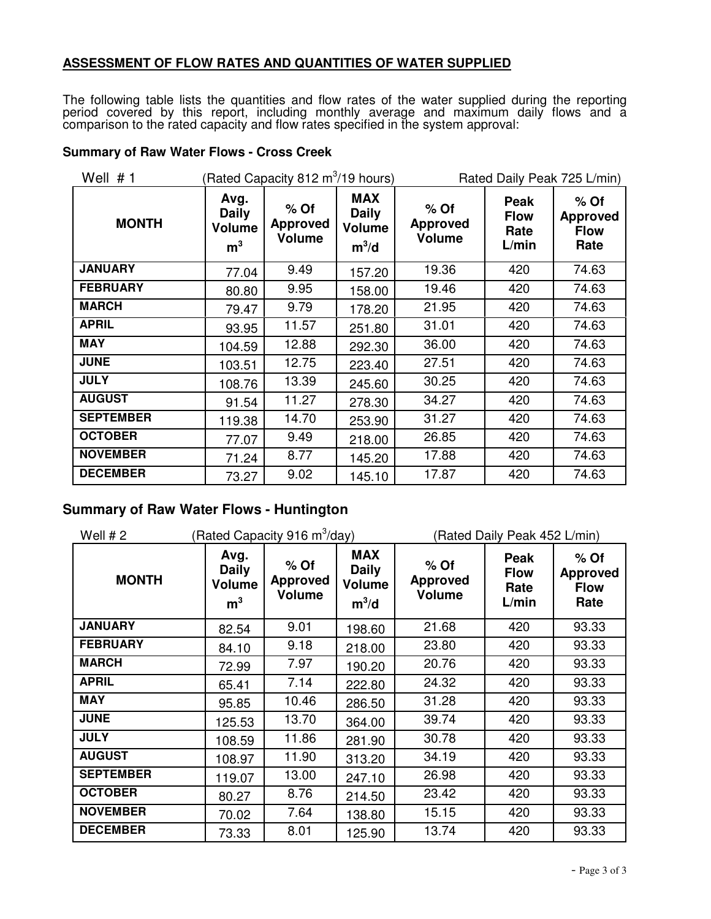## ASSESSMENT OF FLOW RATES AND QUANTITIES OF WATER SUPPLIED

The following table lists the quantities and flow rates of the water supplied during the reporting period covered by this report, including monthly average and maximum daily flows and a comparison to the rated capacity and flow rates specified in the system approval:

### Summary of Raw Water Flows - Cross Creek

| Well # 1 | (Rated Capacity 812 $m^3$/19 hours) | | | Rated Daily Peak 725 L/min) | | |
|---|---|---|---|---|---|---|
| **MONTH** | **Avg. Daily Volume $m^3$** | **% Of Approved Volume** | **MAX Daily Volume $m^3/d$** | **% Of Approved Volume** | **Peak Flow Rate L/min** | **% Of Approved Flow Rate** |
| **JANUARY** | 77.04 | 9.49 | 157.20 | 19.36 | 420 | 74.63 |
| **FEBRUARY** | 80.80 | 9.95 | 158.00 | 19.46 | 420 | 74.63 |
| **MARCH** | 79.47 | 9.79 | 178.20 | 21.95 | 420 | 74.63 |
| **APRIL** | 93.95 | 11.57 | 251.80 | 31.01 | 420 | 74.63 |
| **MAY** | 104.59 | 12.88 | 292.30 | 36.00 | 420 | 74.63 |
| **JUNE** | 103.51 | 12.75 | 223.40 | 27.51 | 420 | 74.63 |
| **JULY** | 108.76 | 13.39 | 245.60 | 30.25 | 420 | 74.63 |
| **AUGUST** | 91.54 | 11.27 | 278.30 | 34.27 | 420 | 74.63 |
| **SEPTEMBER** | 119.38 | 14.70 | 253.90 | 31.27 | 420 | 74.63 |
| **OCTOBER** | 77.07 | 9.49 | 218.00 | 26.85 | 420 | 74.63 |
| **NOVEMBER** | 71.24 | 8.77 | 145.20 | 17.88 | 420 | 74.63 |
| **DECEMBER** | 73.27 | 9.02 | 145.10 | 17.87 | 420 | 74.63 |

## Summary of Raw Water Flows - Huntington

| Well # 2 | (Rated Capacity 916 $m^3$/day) | | | (Rated Daily Peak 452 L/min) | | |
|---|---|---|---|---|---|---|
| **MONTH** | **Avg. Daily Volume $m^3$** | **% Of Approved Volume** | **MAX Daily Volume $m^3/d$** | **% Of Approved Volume** | **Peak Flow Rate L/min** | **% Of Approved Flow Rate** |
| **JANUARY** | 82.54 | 9.01 | 198.60 | 21.68 | 420 | 93.33 |
| **FEBRUARY** | 84.10 | 9.18 | 218.00 | 23.80 | 420 | 93.33 |
| **MARCH** | 72.99 | 7.97 | 190.20 | 20.76 | 420 | 93.33 |
| **APRIL** | 65.41 | 7.14 | 222.80 | 24.32 | 420 | 93.33 |
| **MAY** | 95.85 | 10.46 | 286.50 | 31.28 | 420 | 93.33 |
| **JUNE** | 125.53 | 13.70 | 364.00 | 39.74 | 420 | 93.33 |
| **JULY** | 108.59 | 11.86 | 281.90 | 30.78 | 420 | 93.33 |
| **AUGUST** | 108.97 | 11.90 | 313.20 | 34.19 | 420 | 93.33 |
| **SEPTEMBER** | 119.07 | 13.00 | 247.10 | 26.98 | 420 | 93.33 |
| **OCTOBER** | 80.27 | 8.76 | 214.50 | 23.42 | 420 | 93.33 |
| **NOVEMBER** | 70.02 | 7.64 | 138.80 | 15.15 | 420 | 93.33 |
| **DECEMBER** | 73.33 | 8.01 | 125.90 | 13.74 | 420 | 93.33 |